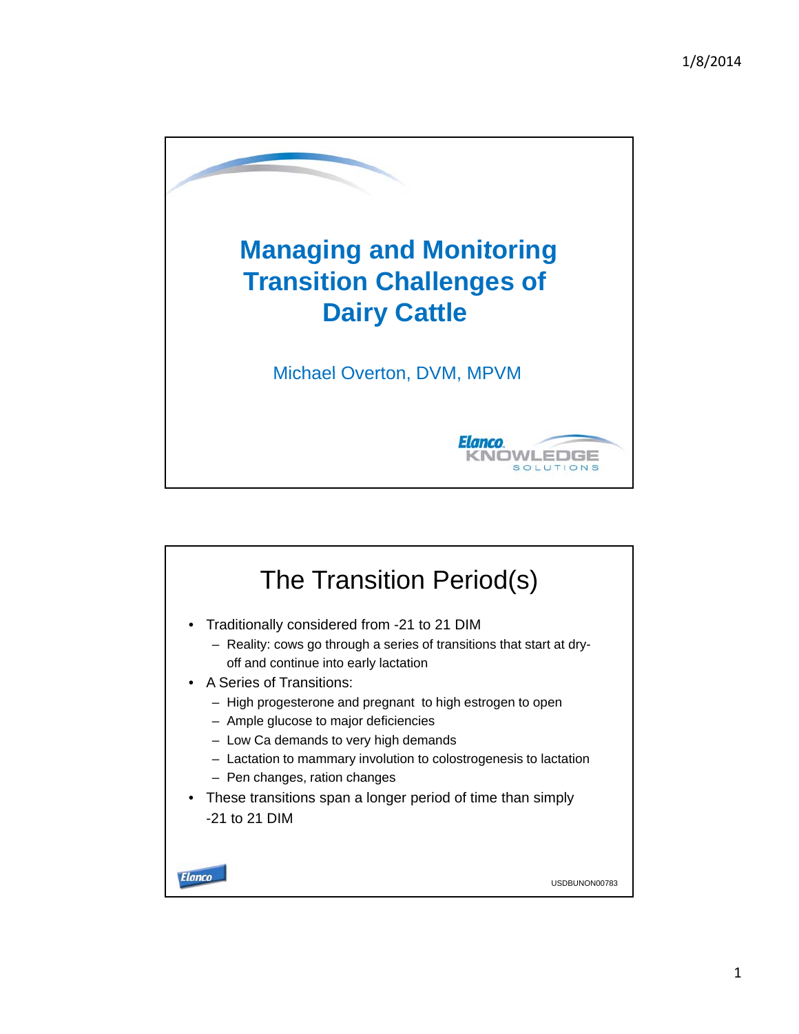# Managing and Monitoring Transition Challenges of Dairy Cattle

Michael Overton, DVM, MPVM

Elanco KNOWLEDGE SOLUTIONS

## The Transition Period(s)

- Traditionally considered from -21 to 21 DIM
  - Reality: cows go through a series of transitions that start at dry-off and continue into early lactation
- A Series of Transitions:
  - High progesterone and pregnant to high estrogen to open
  - Ample glucose to major deficiencies
  - Low Ca demands to very high demands
  - Lactation to mammary involution to colostrogenesis to lactation
  - Pen changes, ration changes
- These transitions span a longer period of time than simply -21 to 21 DIM

USDBUNON00783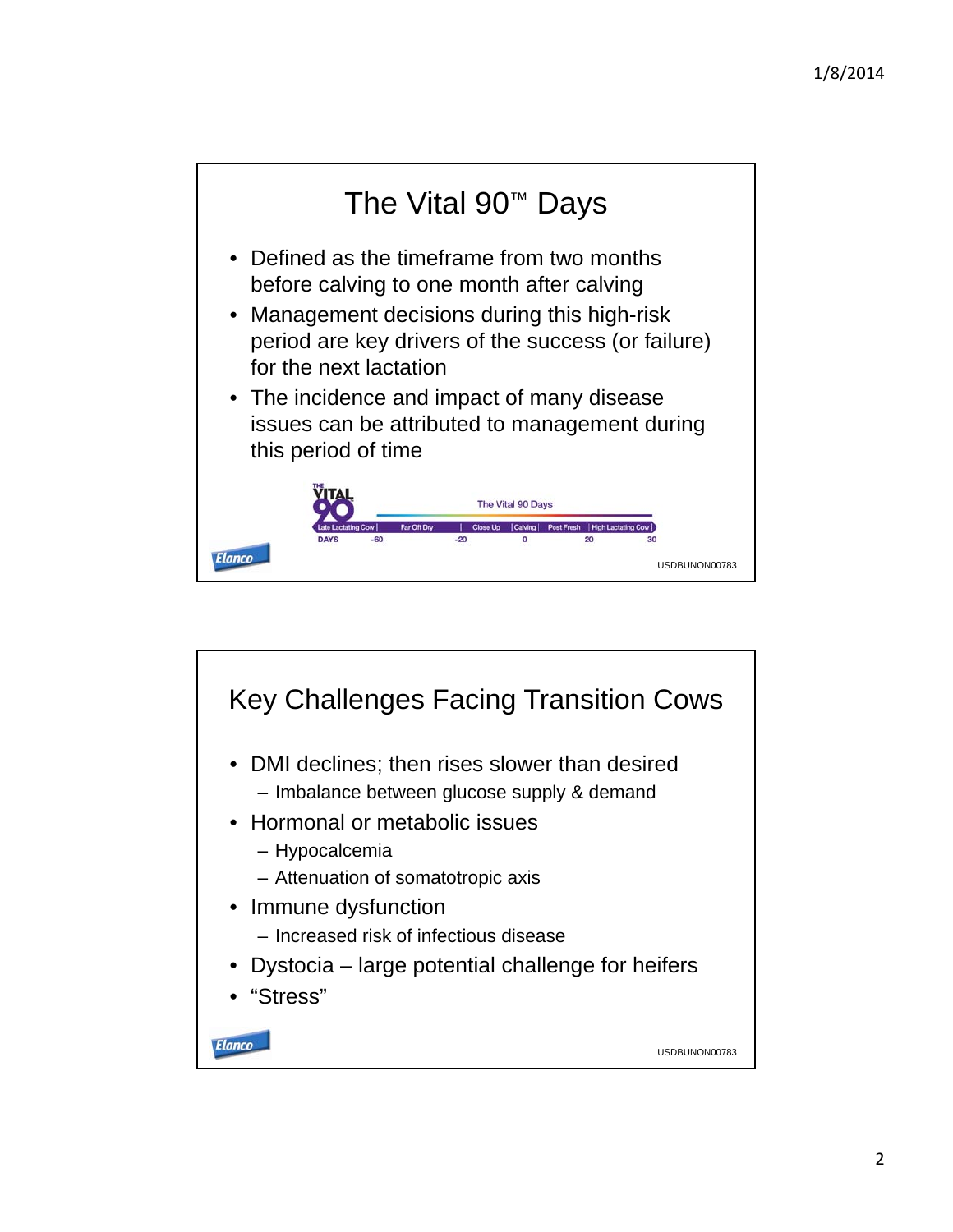## The Vital 90™ Days

- Defined as the timeframe from two months before calving to one month after calving
- Management decisions during this high-risk period are key drivers of the success (or failure) for the next lactation
- The incidence and impact of many disease issues can be attributed to management during this period of time

THE VITAL 90

The Vital 90 Days

| Late Lactating Cow | Far Off Dry | Close Up | Calving | Post Fresh | High Lactating Cow |
|---|---|---|---|---|---|

DAYS -60 -20 0 20 30

Elanco

USDBUNON00783

## Key Challenges Facing Transition Cows

- DMI declines; then rises slower than desired
  - Imbalance between glucose supply & demand
- Hormonal or metabolic issues
  - Hypocalcemia
  - Attenuation of somatotropic axis
- Immune dysfunction
  - Increased risk of infectious disease
- Dystocia – large potential challenge for heifers
- "Stress"

Elanco

USDBUNON00783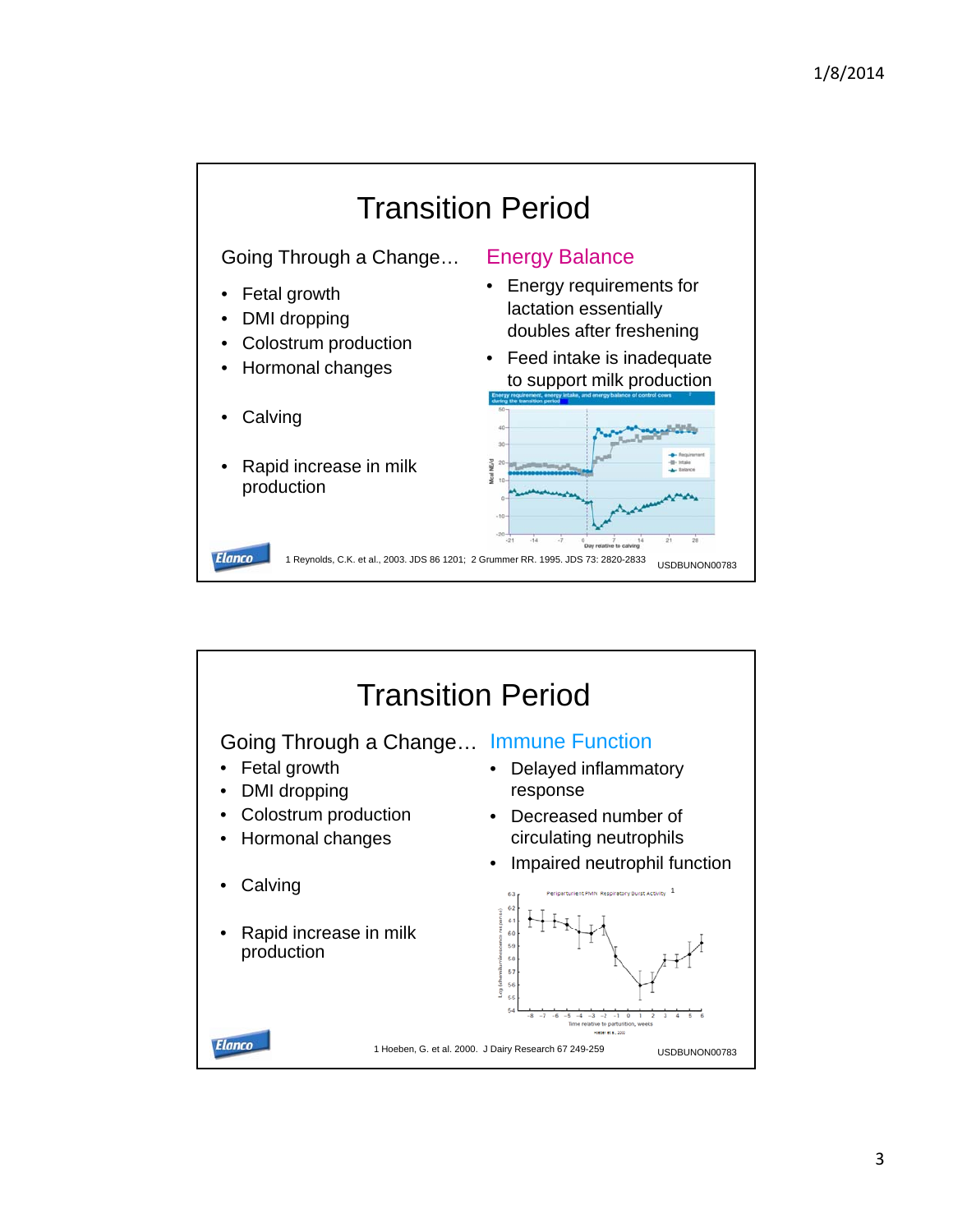# Transition Period

Going Through a Change…

- Fetal growth
- DMI dropping
- Colostrum production
- Hormonal changes

- Calving

- Rapid increase in milk production

## Energy Balance

- Energy requirements for lactation essentially doubles after freshening
- Feed intake is inadequate to support milk production

1 Reynolds, C.K. et al., 2003. JDS 86 1201; 2 Grummer RR. 1995. JDS 73: 2820-2833

USDBUNON00783

# Transition Period

Going Through a Change…

- Fetal growth
- DMI dropping
- Colostrum production
- Hormonal changes

- Calving

- Rapid increase in milk production

## Immune Function

- Delayed inflammatory response
- Decreased number of circulating neutrophils
- Impaired neutrophil function

1 Hoeben, G. et al. 2000. J Dairy Research 67 249-259

USDBUNON00783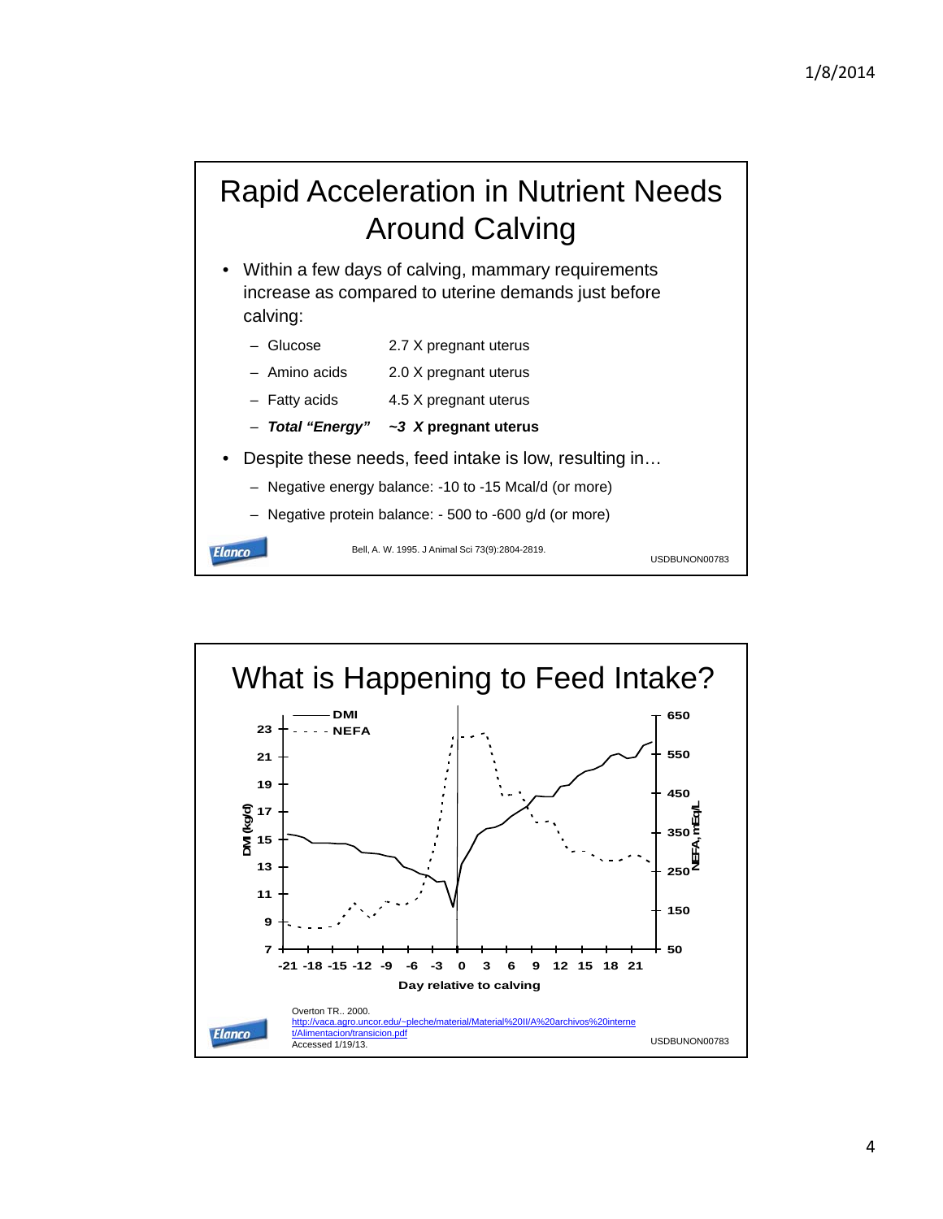## Rapid Acceleration in Nutrient Needs Around Calving

- Within a few days of calving, mammary requirements increase as compared to uterine demands just before calving:
  - Glucose 2.7 X pregnant uterus
  - Amino acids 2.0 X pregnant uterus
  - Fatty acids 4.5 X pregnant uterus
  - ***Total "Energy"*** ***~3 X* pregnant uterus**
- Despite these needs, feed intake is low, resulting in…
  - Negative energy balance: -10 to -15 Mcal/d (or more)
  - Negative protein balance: - 500 to -600 g/d (or more)

Bell, A. W. 1995. J Animal Sci 73(9):2804-2819.

USDBUNON00783

## What is Happening to Feed Intake?

DMI (kg/d) 7 9 11 13 15 17 19 21 23

NEFA, mEq/L 50 150 250 350 450 550 650

— DMI
- - - NEFA

-21 -18 -15 -12 -9 -6 -3 0 3 6 9 12 15 18 21

Day relative to calving

Overton TR.. 2000.
http://vaca.agro.uncor.edu/~pleche/material/Material%20II/A%20archivos%20internet/Alimentacion/transicion.pdf
Accessed 1/19/13.

USDBUNON00783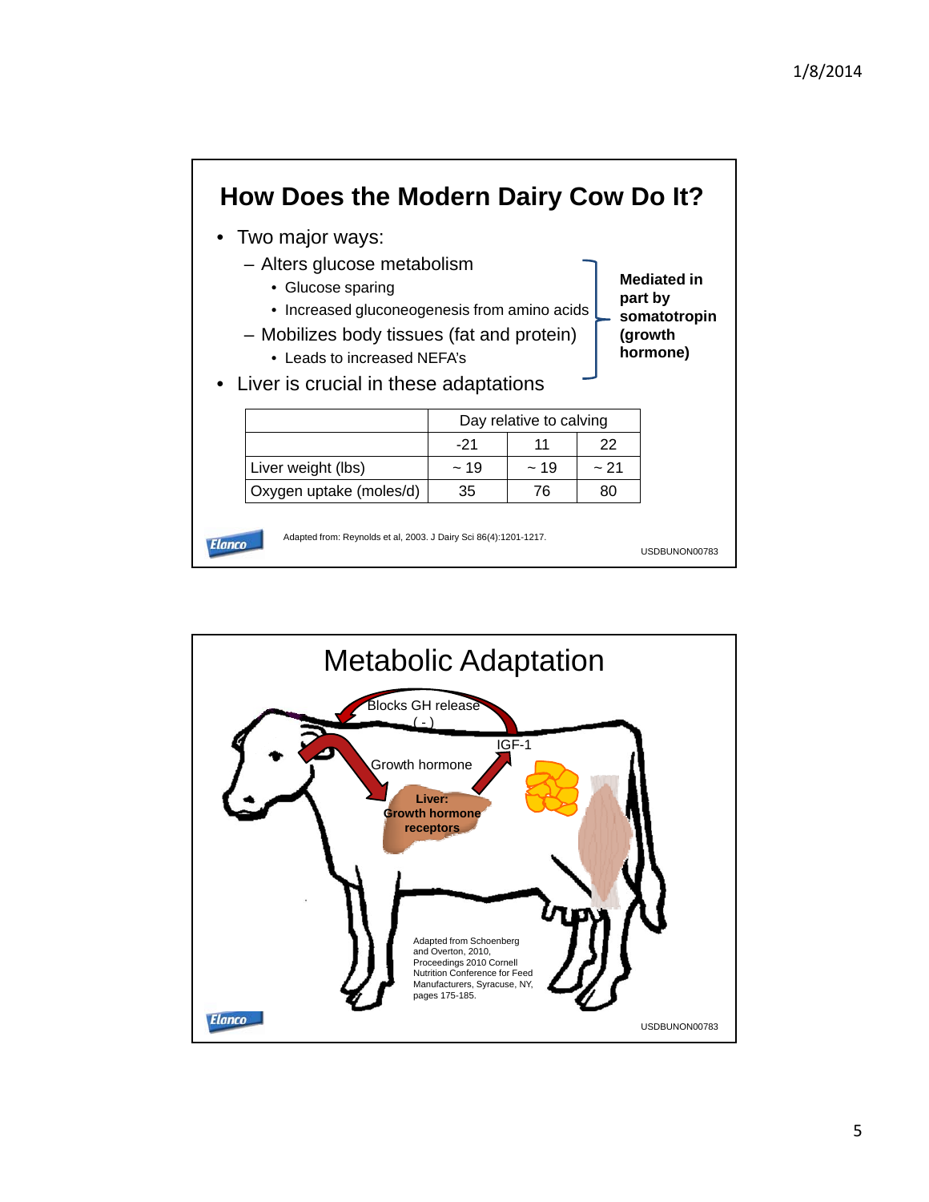## How Does the Modern Dairy Cow Do It?

- Two major ways:
  - Alters glucose metabolism
    - Glucose sparing
    - Increased gluconeogenesis from amino acids
  - Mobilizes body tissues (fat and protein)
    - Leads to increased NEFA's
- Liver is crucial in these adaptations

**Mediated in part by somatotropin (growth hormone)**

| | Day relative to calving | | |
|---|---|---|---|
| | -21 | 11 | 22 |
| Liver weight (lbs) | ~ 19 | ~ 19 | ~ 21 |
| Oxygen uptake (moles/d) | 35 | 76 | 80 |

Adapted from: Reynolds et al, 2003. J Dairy Sci 86(4):1201-1217.

USDBUNON00783

## Metabolic Adaptation

Blocks GH release ( - )

IGF-1

Growth hormone

**Liver: Growth hormone receptors**

Adapted from Schoenberg and Overton, 2010, Proceedings 2010 Cornell Nutrition Conference for Feed Manufacturers, Syracuse, NY, pages 175-185.

USDBUNON00783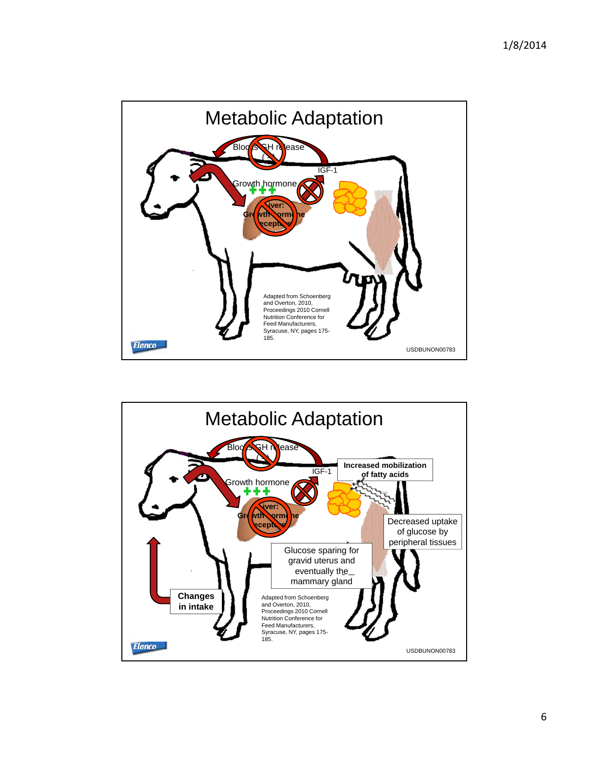# Metabolic Adaptation

Blocks GH release

IGF-1

Growth hormone

Liver: Growth hormone receptors

Adapted from Schoenberg and Overton, 2010, Proceedings 2010 Cornell Nutrition Conference for Feed Manufacturers, Syracuse, NY, pages 175-185.

Elanco

USDBUNON00783

# Metabolic Adaptation

Blocks GH release

IGF-1

Increased mobilization of fatty acids

Growth hormone

Liver: Growth hormone receptors

Decreased uptake of glucose by peripheral tissues

Glucose sparing for gravid uterus and eventually the mammary gland

Changes in intake

Adapted from Schoenberg and Overton, 2010, Proceedings 2010 Cornell Nutrition Conference for Feed Manufacturers, Syracuse, NY, pages 175-185.

Elanco

USDBUNON00783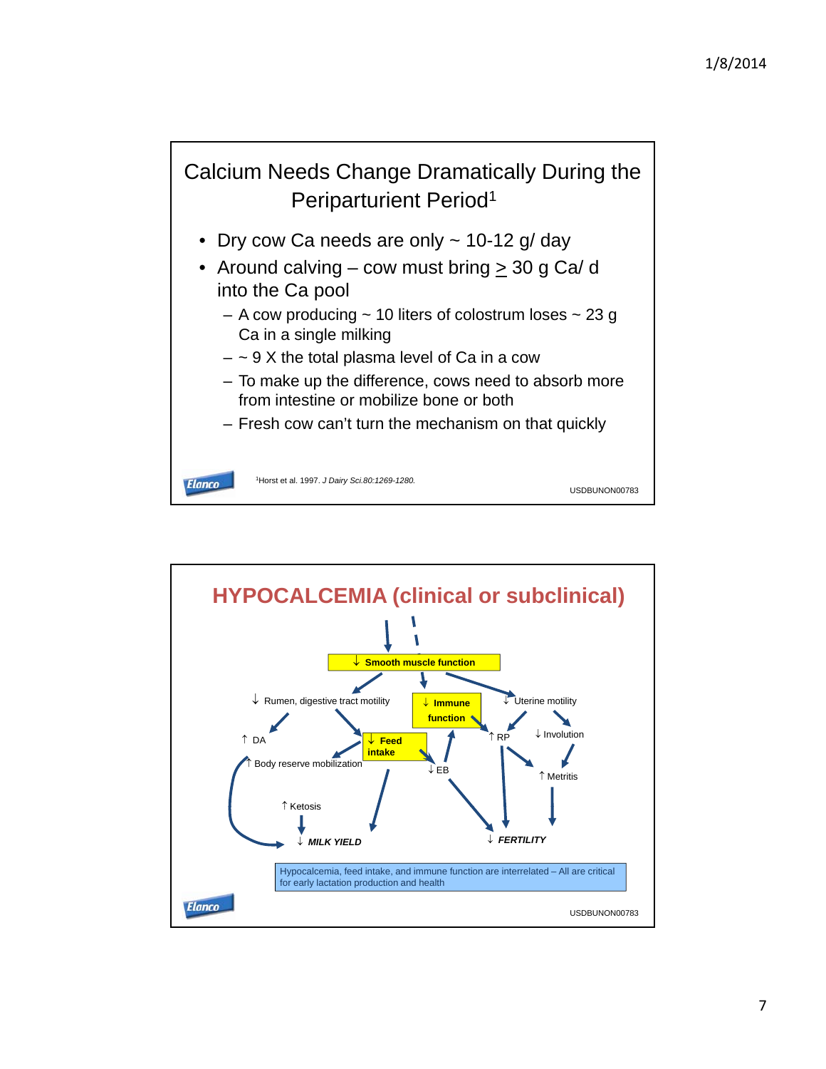## Calcium Needs Change Dramatically During the Periparturient Period[1]

- Dry cow Ca needs are only ~ 10-12 g/ day
- Around calving – cow must bring ≥ 30 g Ca/ d into the Ca pool
  - A cow producing ~ 10 liters of colostrum loses ~ 23 g Ca in a single milking
  - ~ 9 X the total plasma level of Ca in a cow
  - To make up the difference, cows need to absorb more from intestine or mobilize bone or both
  - Fresh cow can't turn the mechanism on that quickly

[1]Horst et al. 1997. *J Dairy Sci.80:1269-1280.*

USDBUNON00783

## HYPOCALCEMIA (clinical or subclinical)

↓ Smooth muscle function

↓ Rumen, digestive tract motility

↓ Immune function

↓ Uterine motility

↑ DA

↓ Feed intake

↑ RP

↓ Involution

↑ Body reserve mobilization

↓ EB

↑ Metritis

↑ Ketosis

↓ *MILK YIELD*

↓ *FERTILITY*

Hypocalcemia, feed intake, and immune function are interrelated – All are critical for early lactation production and health

USDBUNON00783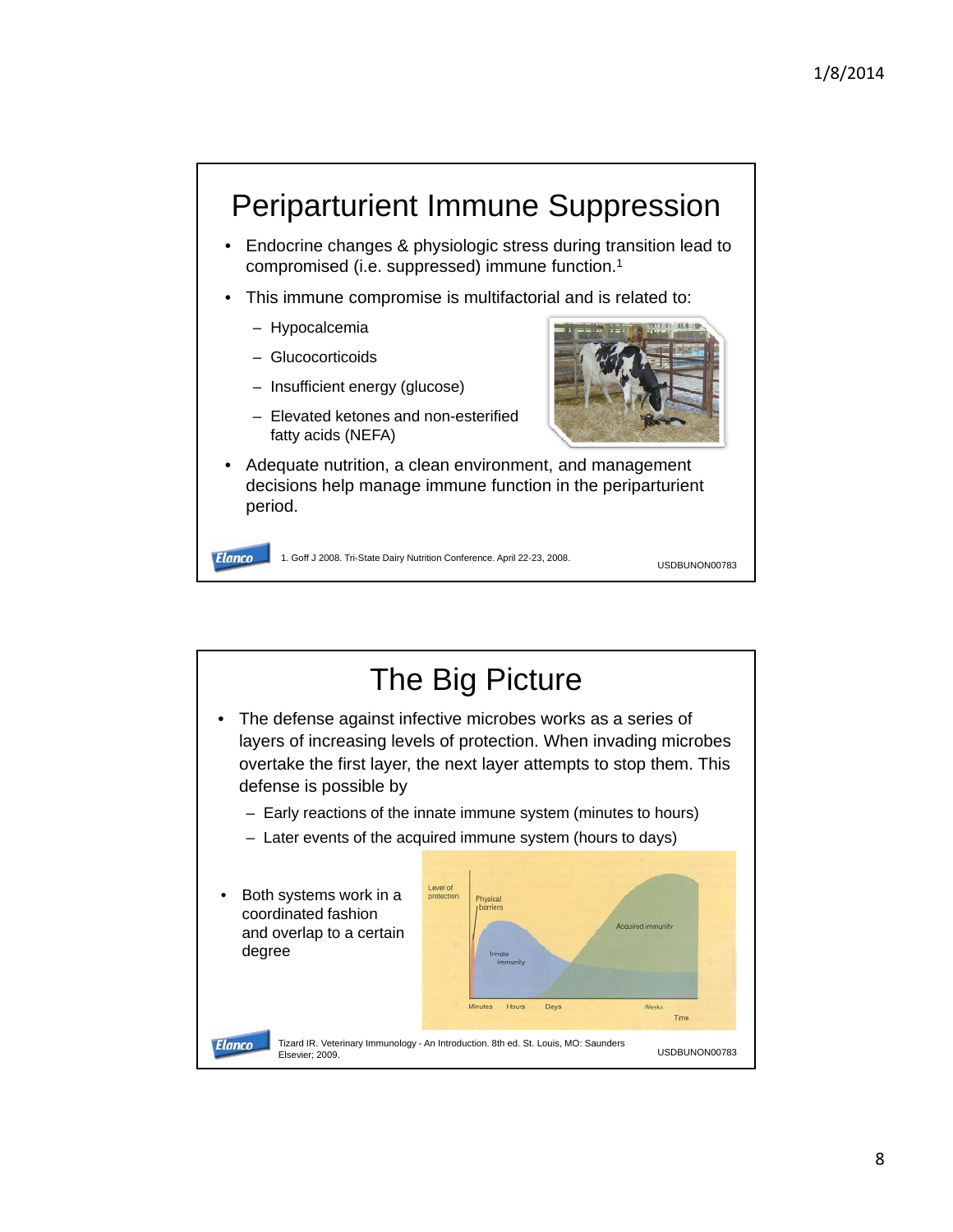# Periparturient Immune Suppression

- Endocrine changes & physiologic stress during transition lead to compromised (i.e. suppressed) immune function.[1]
- This immune compromise is multifactorial and is related to:
  - Hypocalcemia
  - Glucocorticoids
  - Insufficient energy (glucose)
  - Elevated ketones and non-esterified fatty acids (NEFA)
- Adequate nutrition, a clean environment, and management decisions help manage immune function in the periparturient period.

1. Goff J 2008. Tri-State Dairy Nutrition Conference. April 22-23, 2008.

USDBUNON00783

# The Big Picture

- The defense against infective microbes works as a series of layers of increasing levels of protection. When invading microbes overtake the first layer, the next layer attempts to stop them. This defense is possible by
  - Early reactions of the innate immune system (minutes to hours)
  - Later events of the acquired immune system (hours to days)
- Both systems work in a coordinated fashion and overlap to a certain degree

Tizard IR. Veterinary Immunology - An Introduction. 8th ed. St. Louis, MO: Saunders Elsevier; 2009.

USDBUNON00783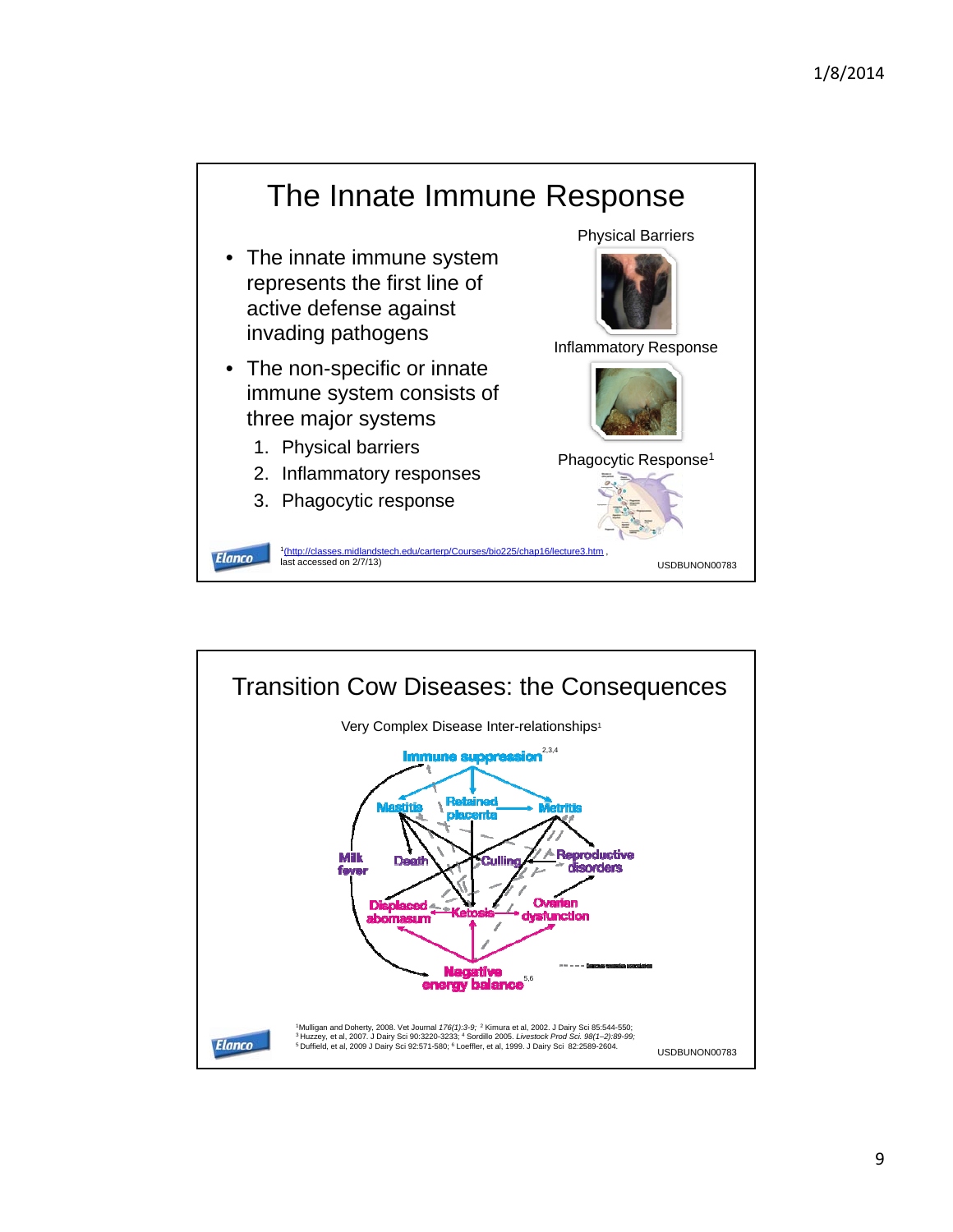## The Innate Immune Response

- The innate immune system represents the first line of active defense against invading pathogens
- The non-specific or innate immune system consists of three major systems
  1. Physical barriers
  2. Inflammatory responses
  3. Phagocytic response

Physical Barriers

Inflammatory Response

Phagocytic Response[1]

[1](http://classes.midlandstech.edu/carterp/Courses/bio225/chap16/lecture3.htm , last accessed on 2/7/13)

USDBUNON00783

## Transition Cow Diseases: the Consequences

Very Complex Disease Inter-relationships[1]

Immune suppression[2,3,4]

Mastitis, Retained placenta, Metritis, Milk fever, Death, Culling, Reproductive disorders, Displaced abomasum, Ketosis, Ovarian dysfunction

Negative energy balance[5,6]

[1]Mulligan and Doherty, 2008. Vet Journal *176(1):3-9;* [2] Kimura et al, 2002. J Dairy Sci 85:544-550;
[3] Huzzey, et al, 2007. J Dairy Sci 90:3220-3233; [4] Sordillo 2005. *Livestock Prod Sci. 98(1–2):89-99;*
[5] Duffield, et al, 2009 J Dairy Sci 92:571-580; [6] Loeffler, et al, 1999. J Dairy Sci 82:2589-2604.

USDBUNON00783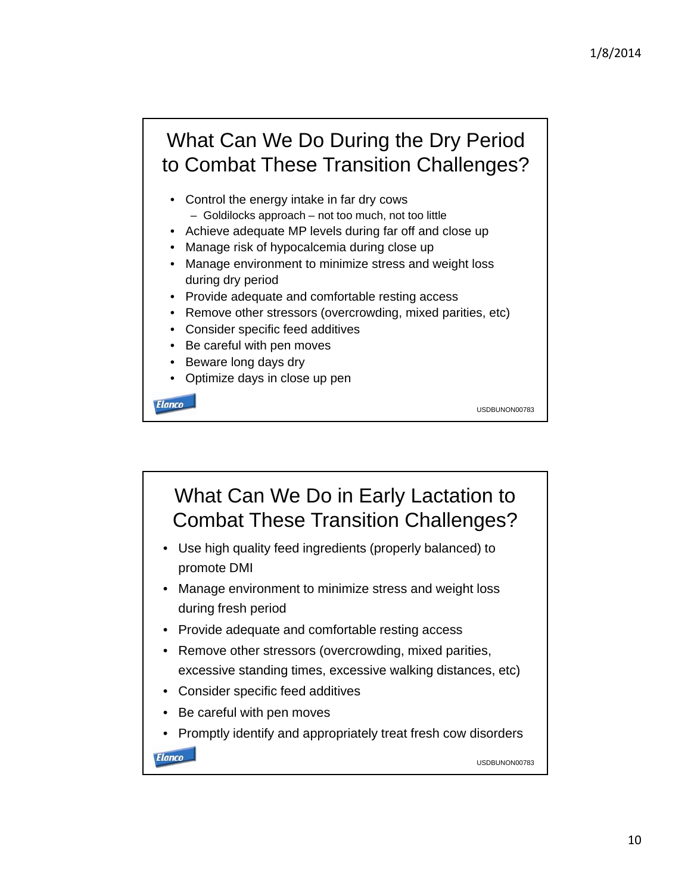## What Can We Do During the Dry Period to Combat These Transition Challenges?

- Control the energy intake in far dry cows
  - Goldilocks approach – not too much, not too little
- Achieve adequate MP levels during far off and close up
- Manage risk of hypocalcemia during close up
- Manage environment to minimize stress and weight loss during dry period
- Provide adequate and comfortable resting access
- Remove other stressors (overcrowding, mixed parities, etc)
- Consider specific feed additives
- Be careful with pen moves
- Beware long days dry
- Optimize days in close up pen

Elanco

USDBUNON00783

## What Can We Do in Early Lactation to Combat These Transition Challenges?

- Use high quality feed ingredients (properly balanced) to promote DMI
- Manage environment to minimize stress and weight loss during fresh period
- Provide adequate and comfortable resting access
- Remove other stressors (overcrowding, mixed parities, excessive standing times, excessive walking distances, etc)
- Consider specific feed additives
- Be careful with pen moves
- Promptly identify and appropriately treat fresh cow disorders

Elanco

USDBUNON00783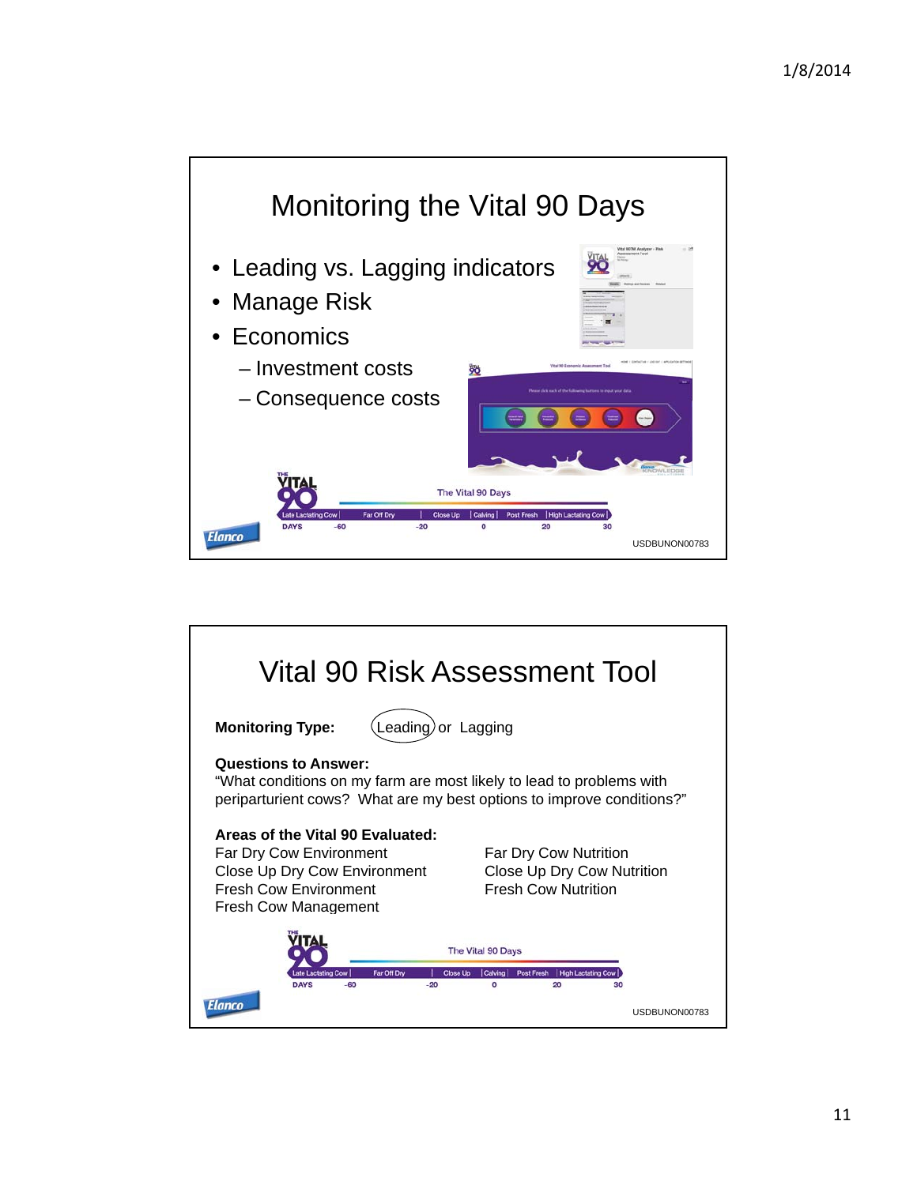## Monitoring the Vital 90 Days

- Leading vs. Lagging indicators
- Manage Risk
- Economics
  - Investment costs
  - Consequence costs

The Vital 90 Days

| Late Lactating Cow | Far Off Dry | Close Up | Calving | Post Fresh | High Lactating Cow |
|---|---|---|---|---|---|

DAYS -60 -20 0 20 30

USDBUNON00783

## Vital 90 Risk Assessment Tool

**Monitoring Type:** Leading or Lagging

**Questions to Answer:**
"What conditions on my farm are most likely to lead to problems with periparturient cows? What are my best options to improve conditions?"

**Areas of the Vital 90 Evaluated:**

Far Dry Cow Environment
Close Up Dry Cow Environment
Fresh Cow Environment
Fresh Cow Management
Far Dry Cow Nutrition
Close Up Dry Cow Nutrition
Fresh Cow Nutrition

The Vital 90 Days

| Late Lactating Cow | Far Off Dry | Close Up | Calving | Post Fresh | High Lactating Cow |
|---|---|---|---|---|---|

DAYS -60 -20 0 20 30

USDBUNON00783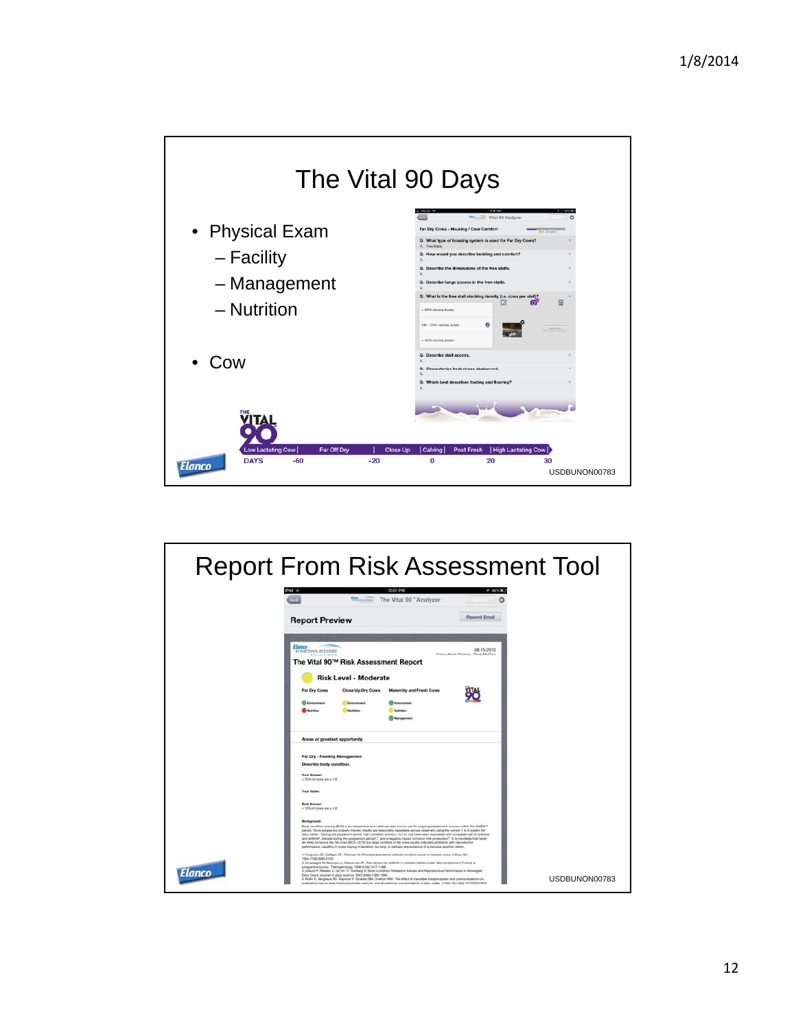## The Vital 90 Days

- Physical Exam
  - Facility
  - Management
  - Nutrition
- Cow

Low Lactating Cow | Far Off Dry | Close Up | Calving | Post Fresh | High Lactating Cow

DAYS -60 -20 0 20 30

USDBUNON00783

## Report From Risk Assessment Tool

USDBUNON00783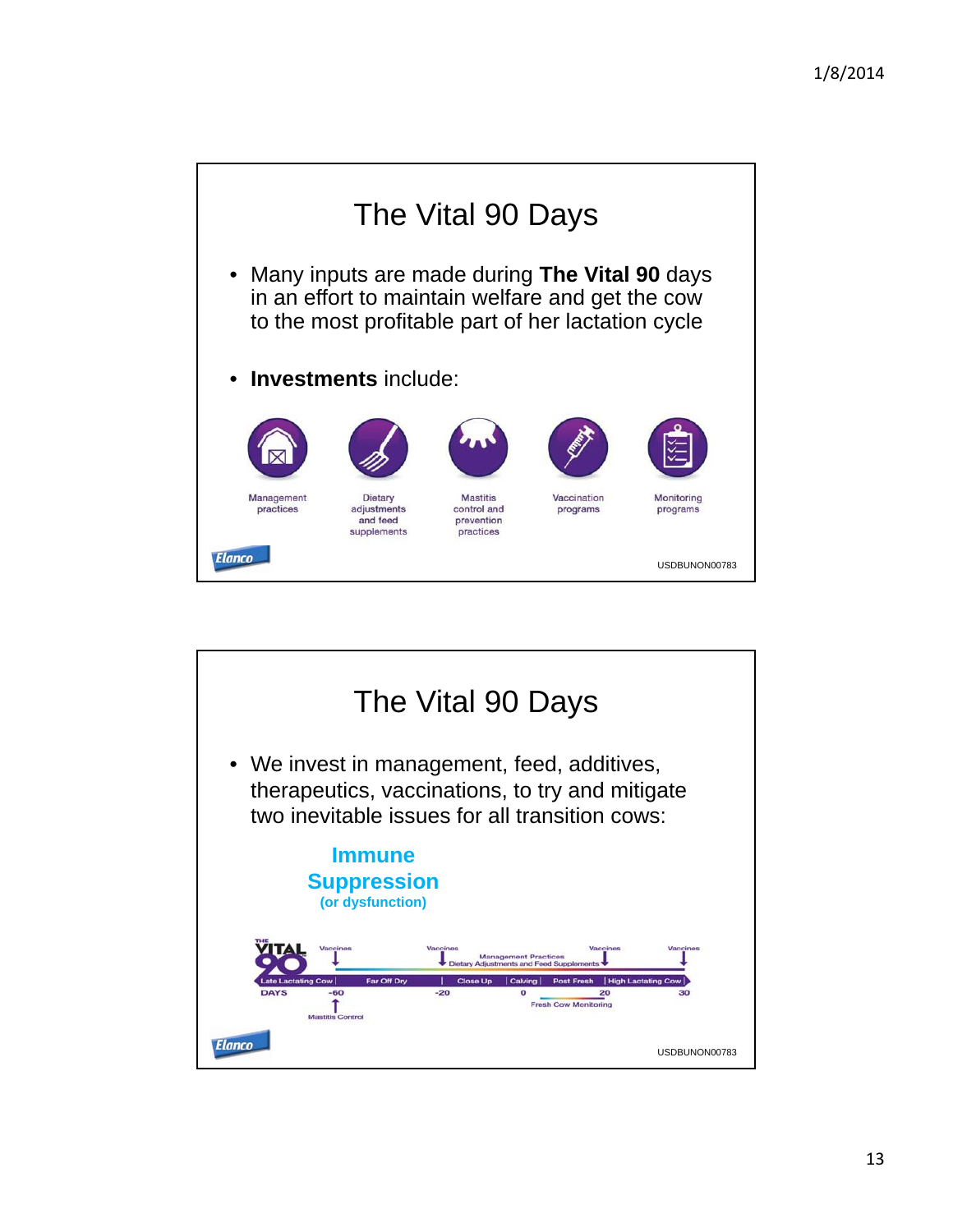## The Vital 90 Days

- Many inputs are made during **The Vital 90** days in an effort to maintain welfare and get the cow to the most profitable part of her lactation cycle
- **Investments** include:

Management practices | Dietary adjustments and feed supplements | Mastitis control and prevention practices | Vaccination programs | Monitoring programs

Elanco

USDBUNON00783

## The Vital 90 Days

- We invest in management, feed, additives, therapeutics, vaccinations, to try and mitigate two inevitable issues for all transition cows:

**Immune Suppression**
**(or dysfunction)**

THE VITAL 90

Vaccines | Vaccines | Management Practices | Dietary Adjustments and Feed Supplements | Vaccines | Vaccines

Late Lactating Cow | Far Off Dry | Close Up | Calving | Post Fresh | High Lactating Cow

DAYS -60 -20 0 20 30

Mastitis Control | Fresh Cow Monitoring

Elanco

USDBUNON00783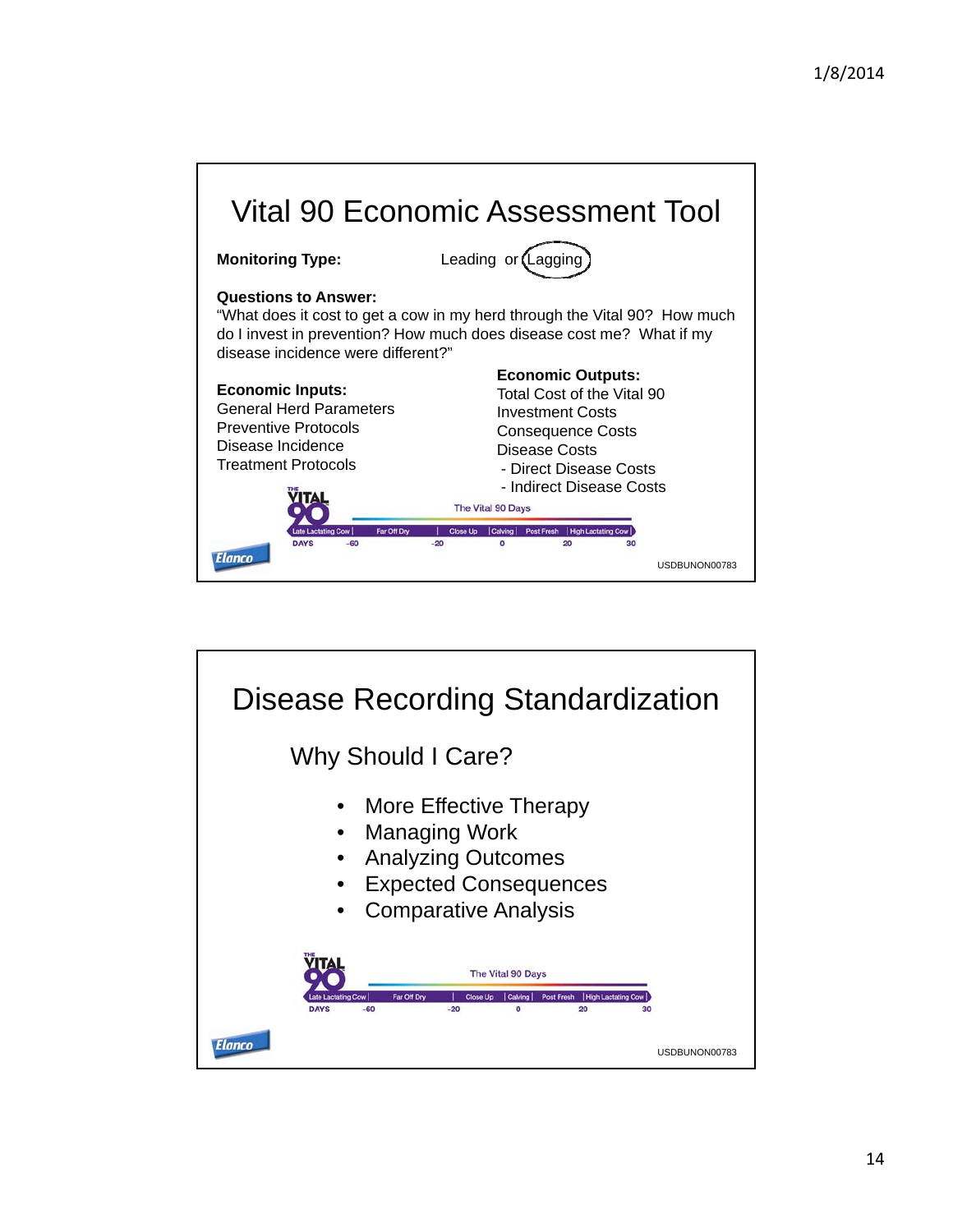# Vital 90 Economic Assessment Tool

**Monitoring Type:** Leading or Lagging (circled)

**Questions to Answer:**
"What does it cost to get a cow in my herd through the Vital 90? How much do I invest in prevention? How much does disease cost me? What if my disease incidence were different?"

**Economic Inputs:**
General Herd Parameters
Preventive Protocols
Disease Incidence
Treatment Protocols

**Economic Outputs:**
Total Cost of the Vital 90
Investment Costs
Consequence Costs
Disease Costs
- Direct Disease Costs
- Indirect Disease Costs

THE VITAL 90 — The Vital 90 Days

| Late Lactating Cow | Far Off Dry | Close Up | Calving | Post Fresh | High Lactating Cow |
|---|---|---|---|---|---|

DAYS: -60, -20, 0, 20, 30

Elanco

USDBUNON00783

# Disease Recording Standardization

## Why Should I Care?

- More Effective Therapy
- Managing Work
- Analyzing Outcomes
- Expected Consequences
- Comparative Analysis

THE VITAL 90 — The Vital 90 Days

| Late Lactating Cow | Far Off Dry | Close Up | Calving | Post Fresh | High Lactating Cow |
|---|---|---|---|---|---|

DAYS: -60, -20, 0, 20, 30

Elanco

USDBUNON00783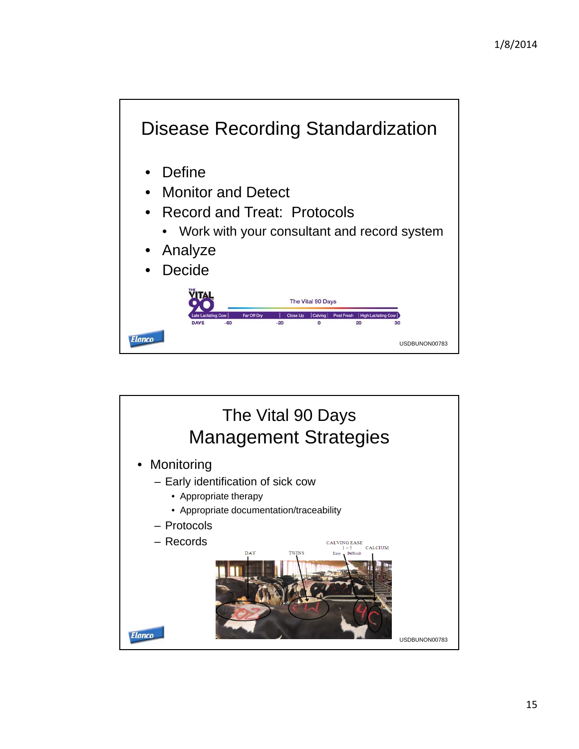# Disease Recording Standardization

- Define
- Monitor and Detect
- Record and Treat: Protocols
  - Work with your consultant and record system
- Analyze
- Decide

THE VITAL 90

The Vital 90 Days

| Late Lactating Cow | Far Off Dry | Close Up | Calving | Post Fresh | High Lactating Cow |
|---|---|---|---|---|---|

DAYS -60 -20 0 20 30

Elanco

USDBUNON00783

# The Vital 90 Days Management Strategies

- Monitoring
  - Early identification of sick cow
    - Appropriate therapy
    - Appropriate documentation/traceability
  - Protocols
  - Records

DAY — TWINS — CALVING EASE 1 – 5 Easy Difficult — CALCIUM

Elanco

USDBUNON00783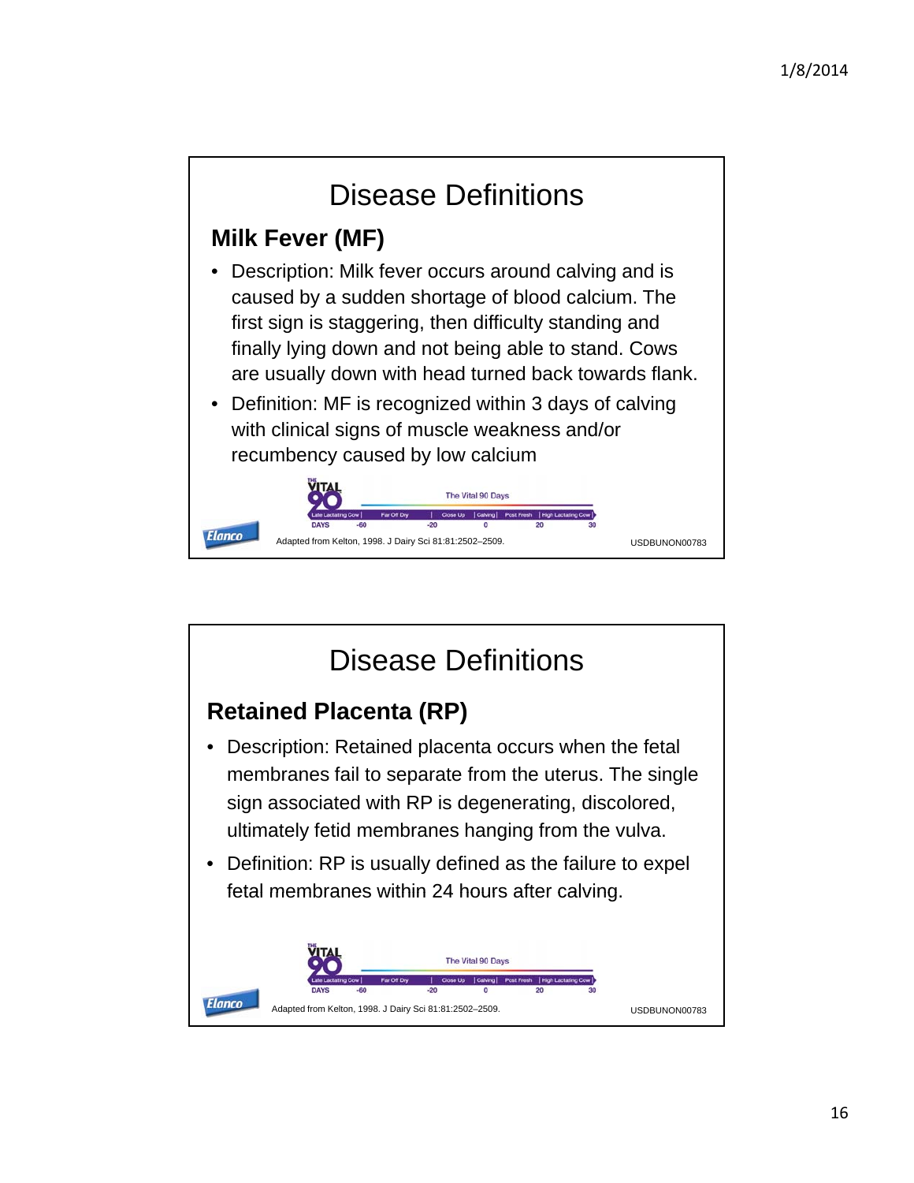# Disease Definitions

## Milk Fever (MF)

- Description: Milk fever occurs around calving and is caused by a sudden shortage of blood calcium. The first sign is staggering, then difficulty standing and finally lying down and not being able to stand. Cows are usually down with head turned back towards flank.
- Definition: MF is recognized within 3 days of calving with clinical signs of muscle weakness and/or recumbency caused by low calcium

Adapted from Kelton, 1998. J Dairy Sci 81:81:2502–2509.

USDBUNON00783

# Disease Definitions

## Retained Placenta (RP)

- Description: Retained placenta occurs when the fetal membranes fail to separate from the uterus. The single sign associated with RP is degenerating, discolored, ultimately fetid membranes hanging from the vulva.
- Definition: RP is usually defined as the failure to expel fetal membranes within 24 hours after calving.

Adapted from Kelton, 1998. J Dairy Sci 81:81:2502–2509.

USDBUNON00783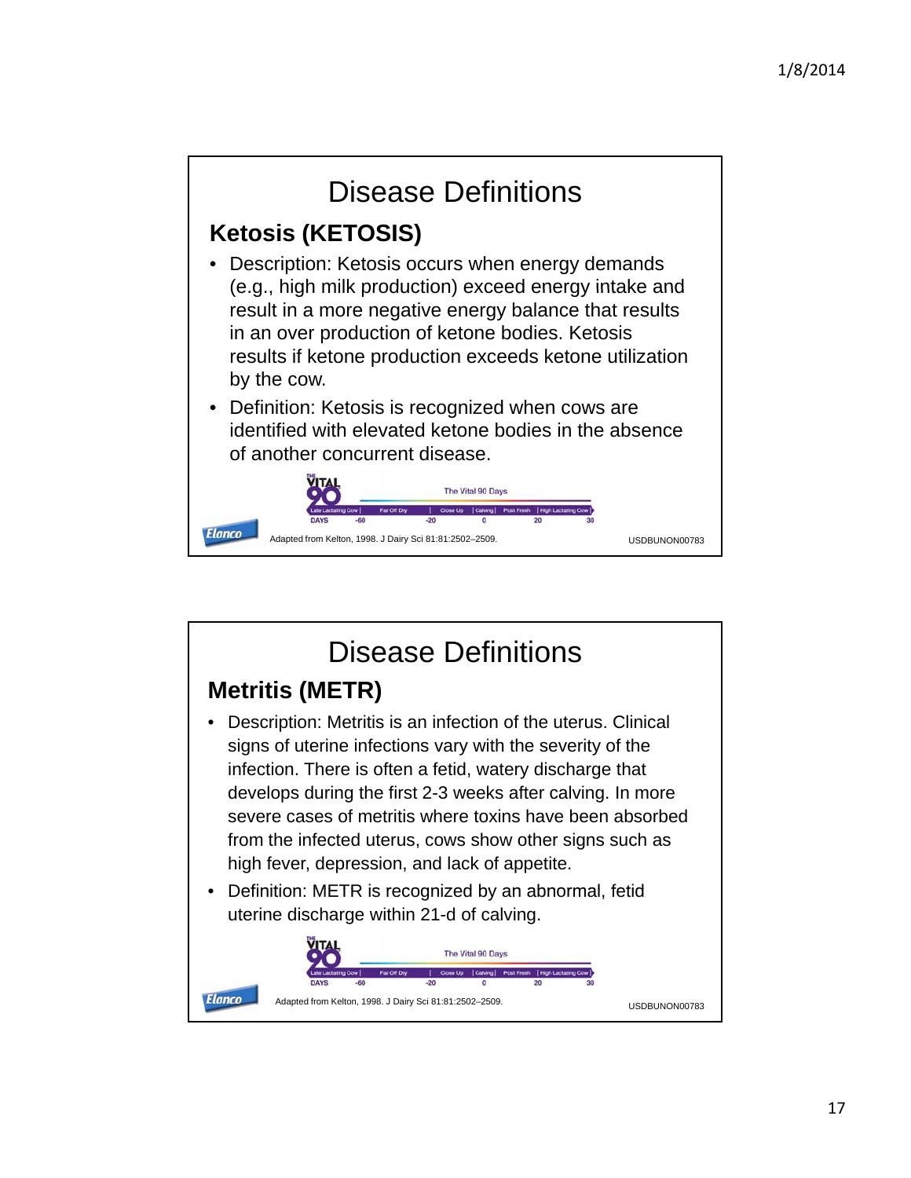# Disease Definitions

## Ketosis (KETOSIS)

- Description: Ketosis occurs when energy demands (e.g., high milk production) exceed energy intake and result in a more negative energy balance that results in an over production of ketone bodies. Ketosis results if ketone production exceeds ketone utilization by the cow.
- Definition: Ketosis is recognized when cows are identified with elevated ketone bodies in the absence of another concurrent disease.

The Vital 90 Days

| Late Lactating Cow | Far Off Dry | Close Up | Calving | Post Fresh | High Lactating Cow |
|---|---|---|---|---|---|

DAYS -60 -20 0 20 30

Adapted from Kelton, 1998. J Dairy Sci 81:81:2502–2509.

USDBUNON00783

# Disease Definitions

## Metritis (METR)

- Description: Metritis is an infection of the uterus. Clinical signs of uterine infections vary with the severity of the infection. There is often a fetid, watery discharge that develops during the first 2-3 weeks after calving. In more severe cases of metritis where toxins have been absorbed from the infected uterus, cows show other signs such as high fever, depression, and lack of appetite.
- Definition: METR is recognized by an abnormal, fetid uterine discharge within 21-d of calving.

The Vital 90 Days

| Late Lactating Cow | Far Off Dry | Close Up | Calving | Post Fresh | High Lactating Cow |
|---|---|---|---|---|---|

DAYS -60 -20 0 20 30

Adapted from Kelton, 1998. J Dairy Sci 81:81:2502–2509.

USDBUNON00783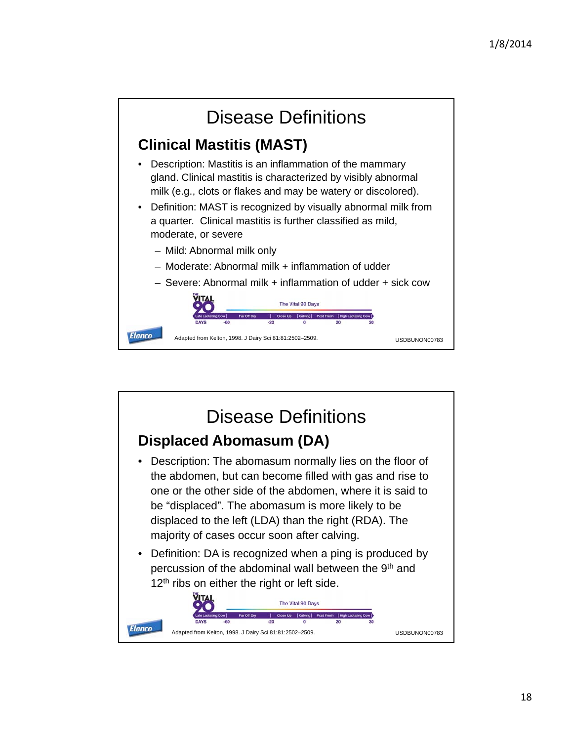# Disease Definitions

## Clinical Mastitis (MAST)

- Description: Mastitis is an inflammation of the mammary gland. Clinical mastitis is characterized by visibly abnormal milk (e.g., clots or flakes and may be watery or discolored).
- Definition: MAST is recognized by visually abnormal milk from a quarter. Clinical mastitis is further classified as mild, moderate, or severe
  - Mild: Abnormal milk only
  - Moderate: Abnormal milk + inflammation of udder
  - Severe: Abnormal milk + inflammation of udder + sick cow

Adapted from Kelton, 1998. J Dairy Sci 81:81:2502–2509.

USDBUNON00783

# Disease Definitions

## Displaced Abomasum (DA)

- Description: The abomasum normally lies on the floor of the abdomen, but can become filled with gas and rise to one or the other side of the abdomen, where it is said to be "displaced". The abomasum is more likely to be displaced to the left (LDA) than the right (RDA). The majority of cases occur soon after calving.
- Definition: DA is recognized when a ping is produced by percussion of the abdominal wall between the 9th and 12th ribs on either the right or left side.

Adapted from Kelton, 1998. J Dairy Sci 81:81:2502–2509.

USDBUNON00783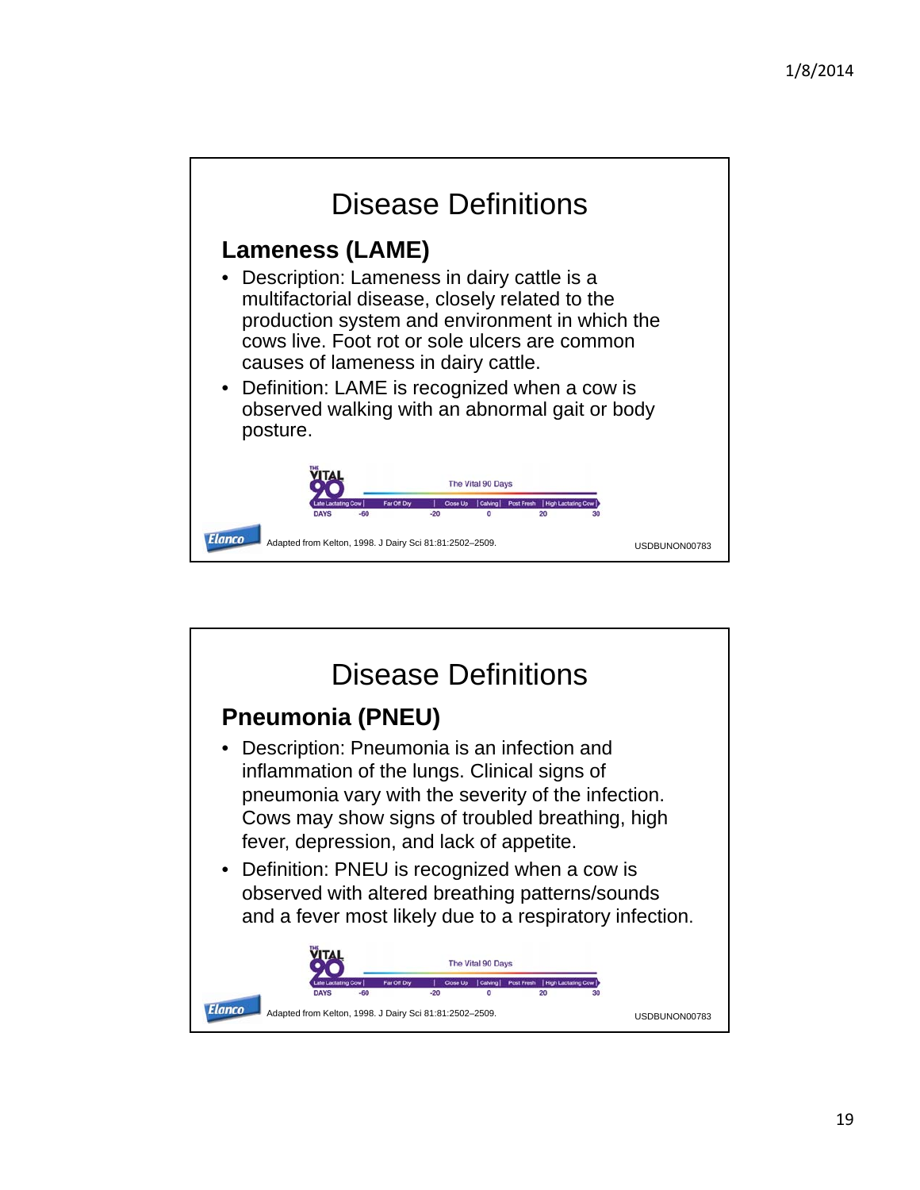## Disease Definitions

### Lameness (LAME)

- Description: Lameness in dairy cattle is a multifactorial disease, closely related to the production system and environment in which the cows live. Foot rot or sole ulcers are common causes of lameness in dairy cattle.
- Definition: LAME is recognized when a cow is observed walking with an abnormal gait or body posture.

The Vital 90 Days

| Late Lactating Cow | Far Off Dry | Close Up | Calving | Post Fresh | High Lactating Cow |
|---|---|---|---|---|---|

DAYS -60 -20 0 20 30

Adapted from Kelton, 1998. J Dairy Sci 81:81:2502–2509.

USDBUNON00783

## Disease Definitions

### Pneumonia (PNEU)

- Description: Pneumonia is an infection and inflammation of the lungs. Clinical signs of pneumonia vary with the severity of the infection. Cows may show signs of troubled breathing, high fever, depression, and lack of appetite.
- Definition: PNEU is recognized when a cow is observed with altered breathing patterns/sounds and a fever most likely due to a respiratory infection.

The Vital 90 Days

| Late Lactating Cow | Far Off Dry | Close Up | Calving | Post Fresh | High Lactating Cow |
|---|---|---|---|---|---|

DAYS -60 -20 0 20 30

Adapted from Kelton, 1998. J Dairy Sci 81:81:2502–2509.

USDBUNON00783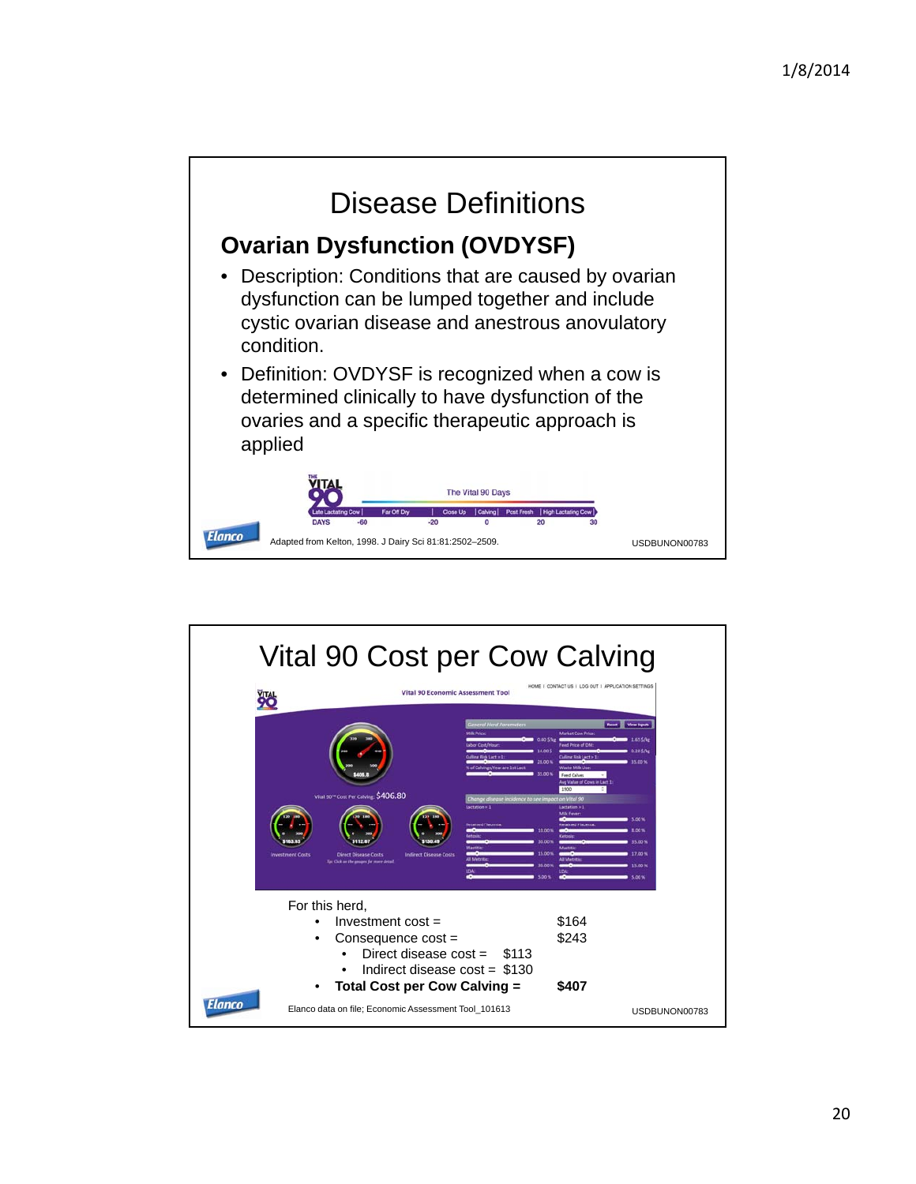# Disease Definitions

## Ovarian Dysfunction (OVDYSF)

- Description: Conditions that are caused by ovarian dysfunction can be lumped together and include cystic ovarian disease and anestrous anovulatory condition.
- Definition: OVDYSF is recognized when a cow is determined clinically to have dysfunction of the ovaries and a specific therapeutic approach is applied

Adapted from Kelton, 1998. J Dairy Sci 81:81:2502–2509.

USDBUNON00783

# Vital 90 Cost per Cow Calving

For this herd,

- Investment cost = $164
- Consequence cost = $243
  - Direct disease cost = $113
  - Indirect disease cost = $130
- **Total Cost per Cow Calving = $407**

Elanco data on file; Economic Assessment Tool_101613

USDBUNON00783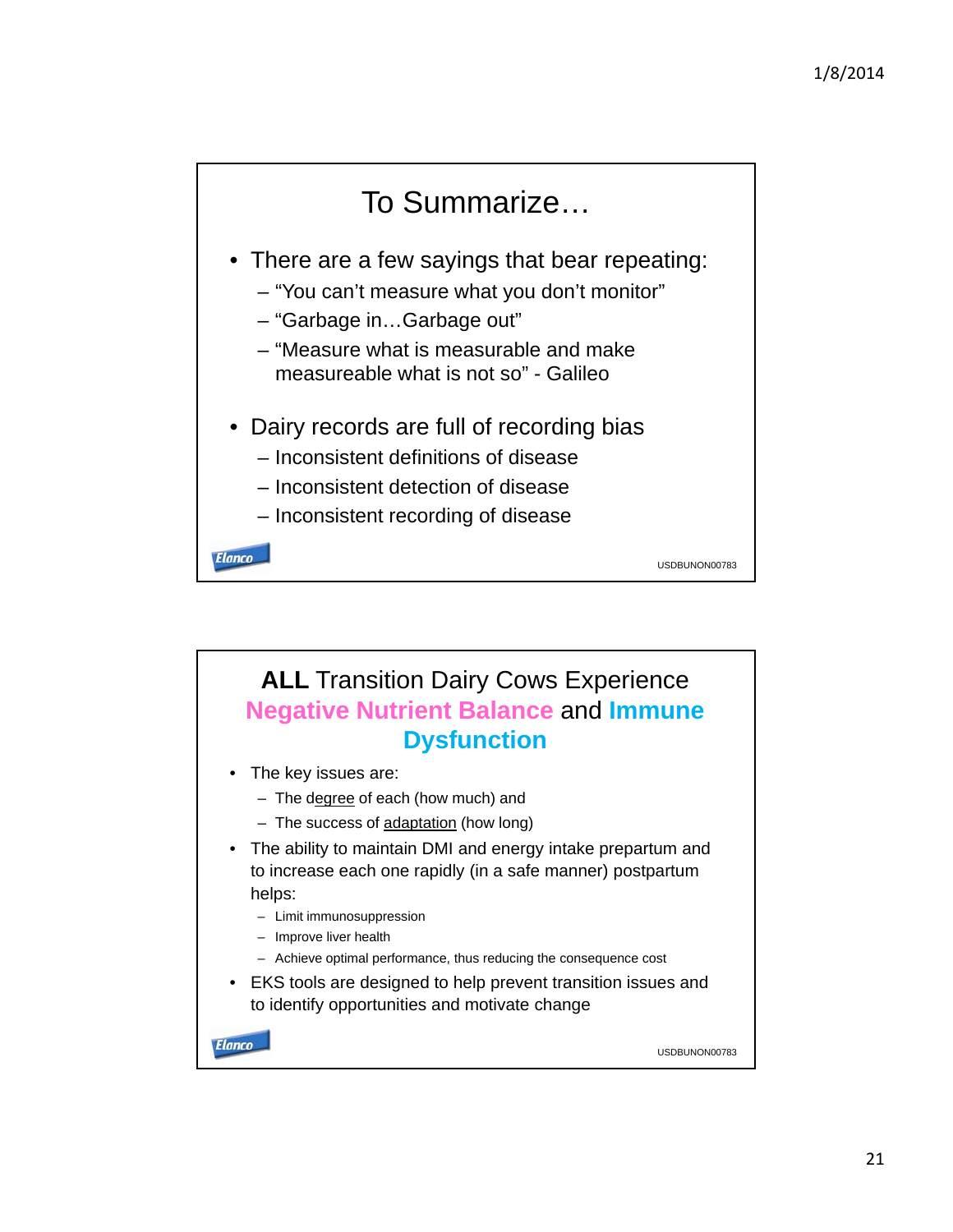## To Summarize…

- There are a few sayings that bear repeating:
  - "You can't measure what you don't monitor"
  - "Garbage in…Garbage out"
  - "Measure what is measurable and make measureable what is not so" - Galileo
- Dairy records are full of recording bias
  - Inconsistent definitions of disease
  - Inconsistent detection of disease
  - Inconsistent recording of disease

Elanco

USDBUNON00783

## **ALL** Transition Dairy Cows Experience **Negative Nutrient Balance** and **Immune Dysfunction**

- The key issues are:
  - The degree of each (how much) and
  - The success of adaptation (how long)
- The ability to maintain DMI and energy intake prepartum and to increase each one rapidly (in a safe manner) postpartum helps:
  - Limit immunosuppression
  - Improve liver health
  - Achieve optimal performance, thus reducing the consequence cost
- EKS tools are designed to help prevent transition issues and to identify opportunities and motivate change

Elanco

USDBUNON00783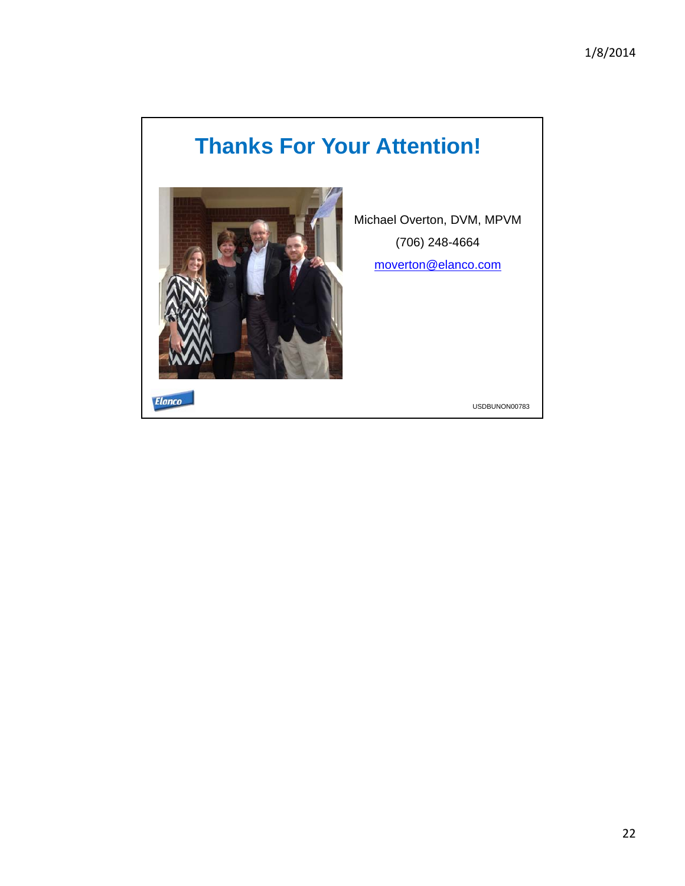# Thanks For Your Attention!

Michael Overton, DVM, MPVM

(706) 248-4664

moverton@elanco.com

Elanco

USDBUNON00783